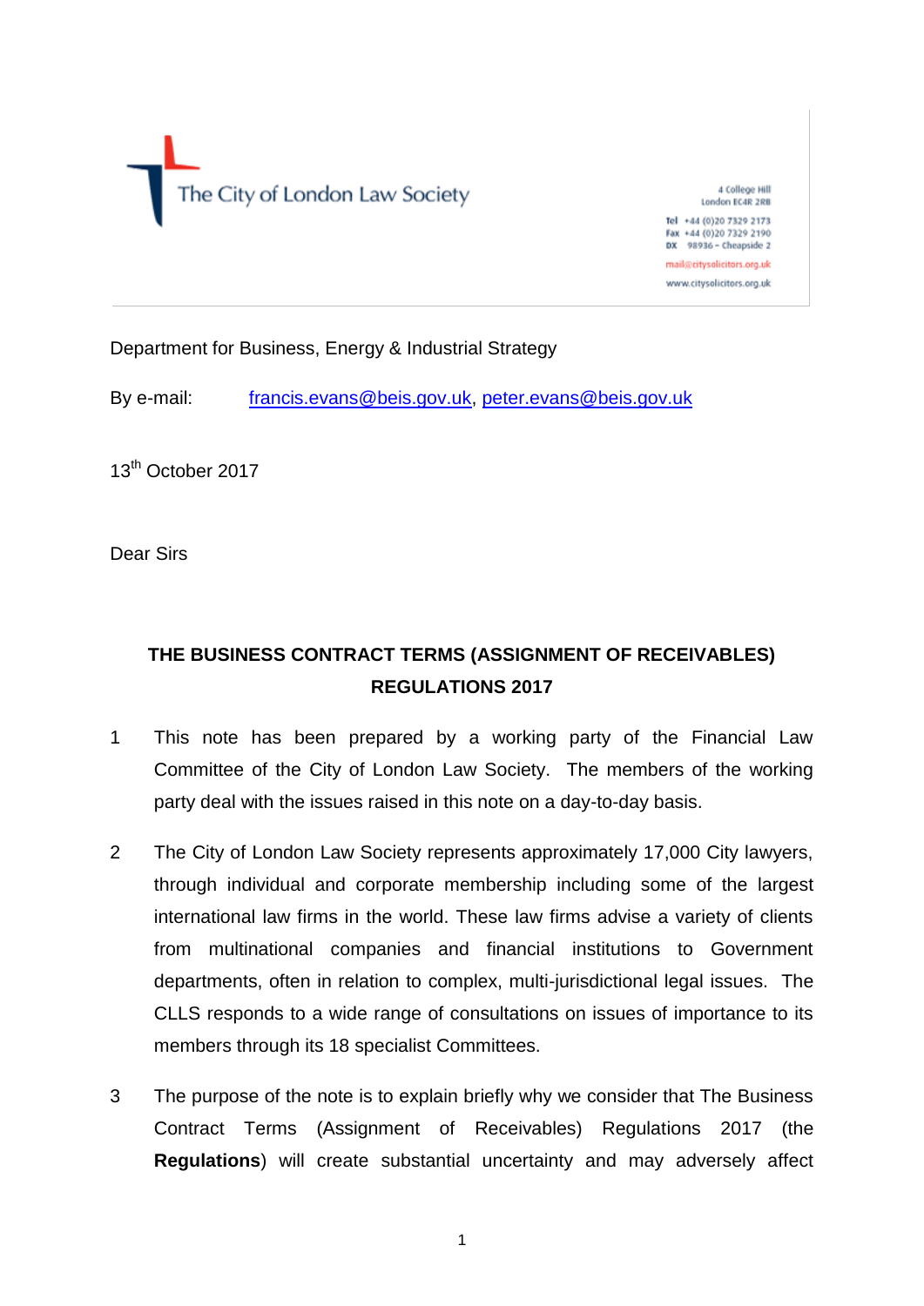The City of London Law Society

4 College Hill
London EC4R 2RB

Tel +44 (0)20 7329 2173
Fax +44 (0)20 7329 2190
DX 98936 – Cheapside 2

mail@citysolicitors.org.uk

www.citysolicitors.org.uk

Department for Business, Energy & Industrial Strategy

By e-mail: francis.evans@beis.gov.uk, peter.evans@beis.gov.uk

13th October 2017

Dear Sirs

## THE BUSINESS CONTRACT TERMS (ASSIGNMENT OF RECEIVABLES) REGULATIONS 2017

1. This note has been prepared by a working party of the Financial Law Committee of the City of London Law Society. The members of the working party deal with the issues raised in this note on a day-to-day basis.

2. The City of London Law Society represents approximately 17,000 City lawyers, through individual and corporate membership including some of the largest international law firms in the world. These law firms advise a variety of clients from multinational companies and financial institutions to Government departments, often in relation to complex, multi-jurisdictional legal issues. The CLLS responds to a wide range of consultations on issues of importance to its members through its 18 specialist Committees.

3. The purpose of the note is to explain briefly why we consider that The Business Contract Terms (Assignment of Receivables) Regulations 2017 (the **Regulations**) will create substantial uncertainty and may adversely affect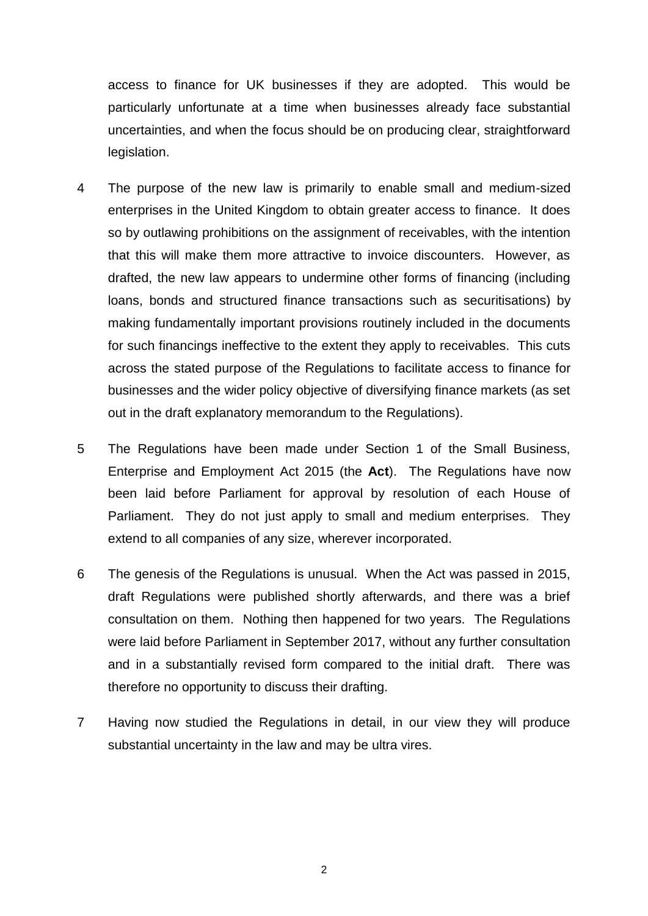access to finance for UK businesses if they are adopted. This would be particularly unfortunate at a time when businesses already face substantial uncertainties, and when the focus should be on producing clear, straightforward legislation.

4 The purpose of the new law is primarily to enable small and medium-sized enterprises in the United Kingdom to obtain greater access to finance. It does so by outlawing prohibitions on the assignment of receivables, with the intention that this will make them more attractive to invoice discounters. However, as drafted, the new law appears to undermine other forms of financing (including loans, bonds and structured finance transactions such as securitisations) by making fundamentally important provisions routinely included in the documents for such financings ineffective to the extent they apply to receivables. This cuts across the stated purpose of the Regulations to facilitate access to finance for businesses and the wider policy objective of diversifying finance markets (as set out in the draft explanatory memorandum to the Regulations).

5 The Regulations have been made under Section 1 of the Small Business, Enterprise and Employment Act 2015 (the **Act**). The Regulations have now been laid before Parliament for approval by resolution of each House of Parliament. They do not just apply to small and medium enterprises. They extend to all companies of any size, wherever incorporated.

6 The genesis of the Regulations is unusual. When the Act was passed in 2015, draft Regulations were published shortly afterwards, and there was a brief consultation on them. Nothing then happened for two years. The Regulations were laid before Parliament in September 2017, without any further consultation and in a substantially revised form compared to the initial draft. There was therefore no opportunity to discuss their drafting.

7 Having now studied the Regulations in detail, in our view they will produce substantial uncertainty in the law and may be ultra vires.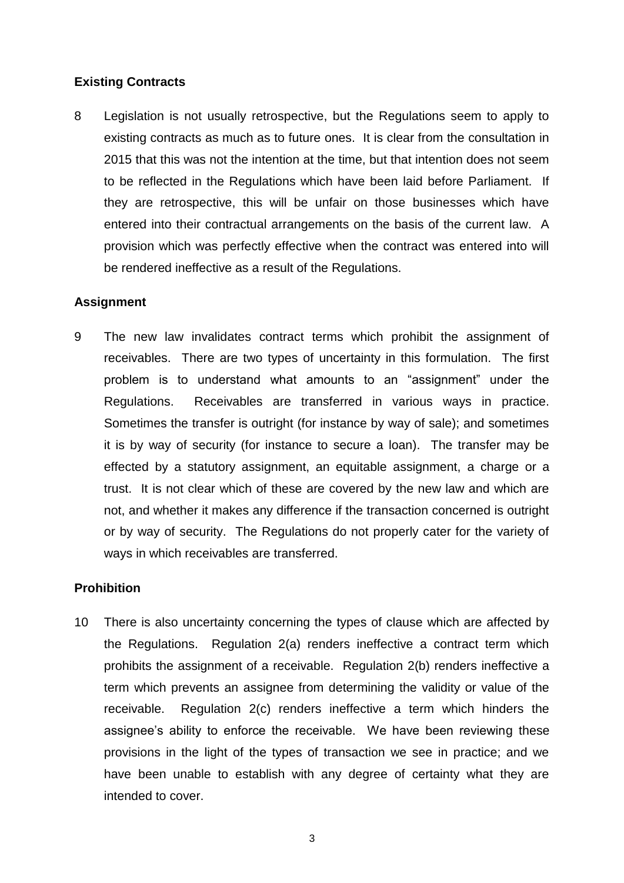### Existing Contracts

8 Legislation is not usually retrospective, but the Regulations seem to apply to existing contracts as much as to future ones. It is clear from the consultation in 2015 that this was not the intention at the time, but that intention does not seem to be reflected in the Regulations which have been laid before Parliament. If they are retrospective, this will be unfair on those businesses which have entered into their contractual arrangements on the basis of the current law. A provision which was perfectly effective when the contract was entered into will be rendered ineffective as a result of the Regulations.

### Assignment

9 The new law invalidates contract terms which prohibit the assignment of receivables. There are two types of uncertainty in this formulation. The first problem is to understand what amounts to an "assignment" under the Regulations. Receivables are transferred in various ways in practice. Sometimes the transfer is outright (for instance by way of sale); and sometimes it is by way of security (for instance to secure a loan). The transfer may be effected by a statutory assignment, an equitable assignment, a charge or a trust. It is not clear which of these are covered by the new law and which are not, and whether it makes any difference if the transaction concerned is outright or by way of security. The Regulations do not properly cater for the variety of ways in which receivables are transferred.

### Prohibition

10 There is also uncertainty concerning the types of clause which are affected by the Regulations. Regulation 2(a) renders ineffective a contract term which prohibits the assignment of a receivable. Regulation 2(b) renders ineffective a term which prevents an assignee from determining the validity or value of the receivable. Regulation 2(c) renders ineffective a term which hinders the assignee's ability to enforce the receivable. We have been reviewing these provisions in the light of the types of transaction we see in practice; and we have been unable to establish with any degree of certainty what they are intended to cover.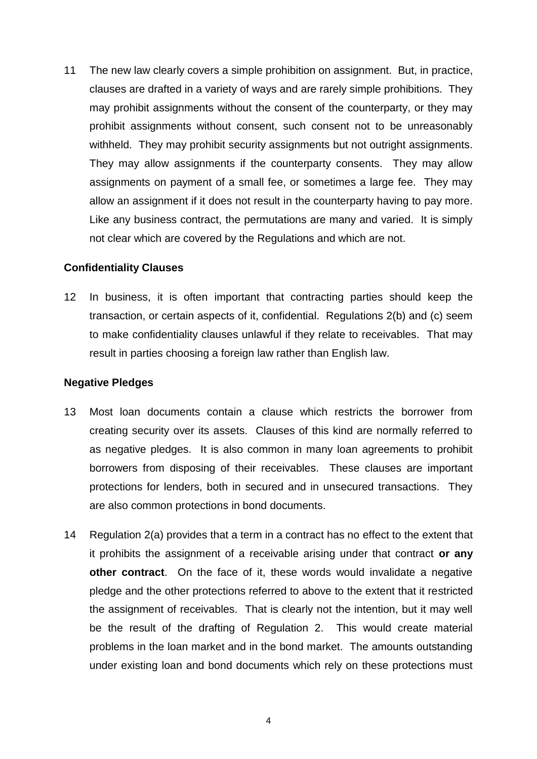11 The new law clearly covers a simple prohibition on assignment. But, in practice, clauses are drafted in a variety of ways and are rarely simple prohibitions. They may prohibit assignments without the consent of the counterparty, or they may prohibit assignments without consent, such consent not to be unreasonably withheld. They may prohibit security assignments but not outright assignments. They may allow assignments if the counterparty consents. They may allow assignments on payment of a small fee, or sometimes a large fee. They may allow an assignment if it does not result in the counterparty having to pay more. Like any business contract, the permutations are many and varied. It is simply not clear which are covered by the Regulations and which are not.

**Confidentiality Clauses**

12 In business, it is often important that contracting parties should keep the transaction, or certain aspects of it, confidential. Regulations 2(b) and (c) seem to make confidentiality clauses unlawful if they relate to receivables. That may result in parties choosing a foreign law rather than English law.

**Negative Pledges**

13 Most loan documents contain a clause which restricts the borrower from creating security over its assets. Clauses of this kind are normally referred to as negative pledges. It is also common in many loan agreements to prohibit borrowers from disposing of their receivables. These clauses are important protections for lenders, both in secured and in unsecured transactions. They are also common protections in bond documents.

14 Regulation 2(a) provides that a term in a contract has no effect to the extent that it prohibits the assignment of a receivable arising under that contract **or any other contract**. On the face of it, these words would invalidate a negative pledge and the other protections referred to above to the extent that it restricted the assignment of receivables. That is clearly not the intention, but it may well be the result of the drafting of Regulation 2. This would create material problems in the loan market and in the bond market. The amounts outstanding under existing loan and bond documents which rely on these protections must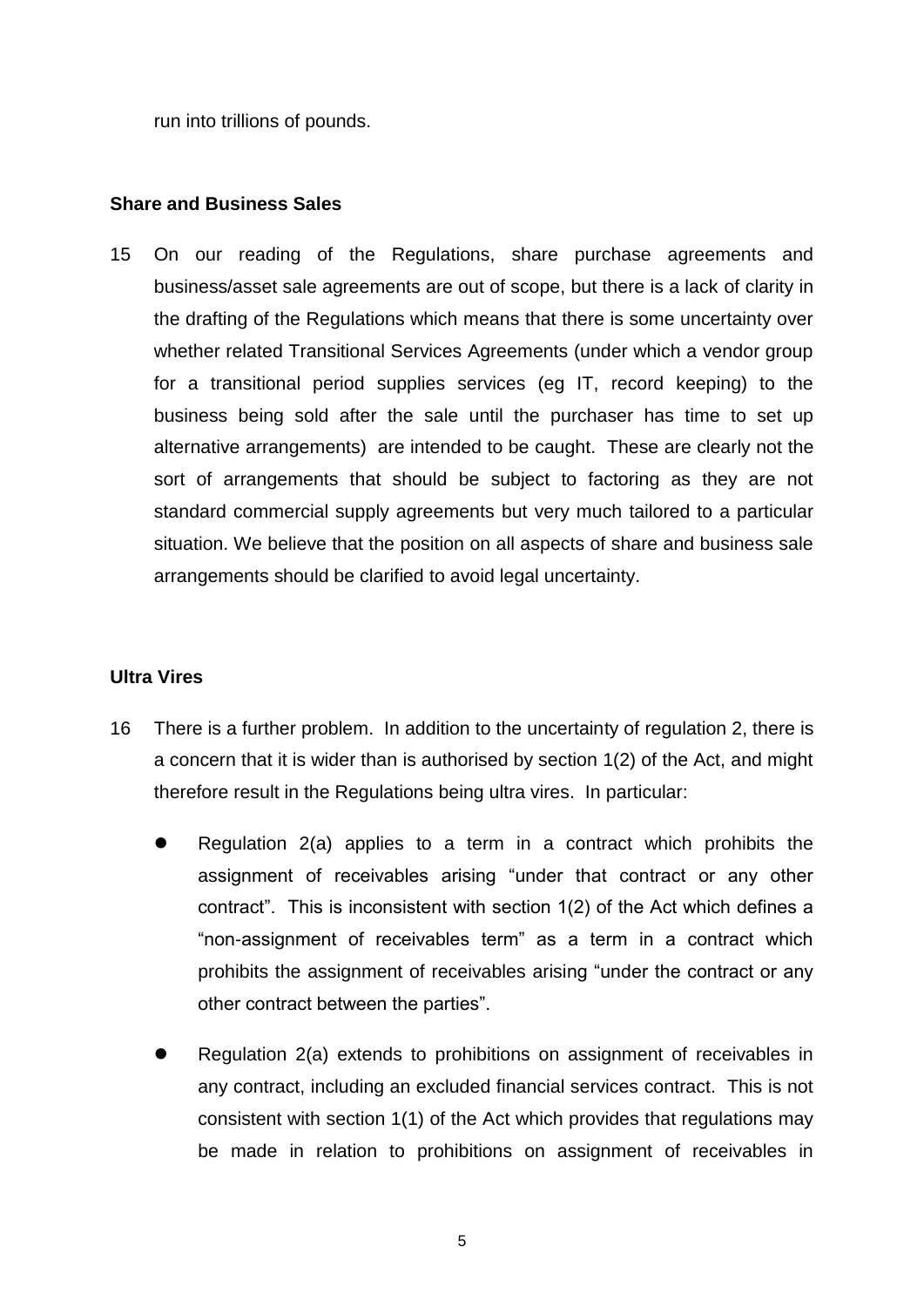run into trillions of pounds.

**Share and Business Sales**

15 On our reading of the Regulations, share purchase agreements and business/asset sale agreements are out of scope, but there is a lack of clarity in the drafting of the Regulations which means that there is some uncertainty over whether related Transitional Services Agreements (under which a vendor group for a transitional period supplies services (eg IT, record keeping) to the business being sold after the sale until the purchaser has time to set up alternative arrangements) are intended to be caught. These are clearly not the sort of arrangements that should be subject to factoring as they are not standard commercial supply agreements but very much tailored to a particular situation. We believe that the position on all aspects of share and business sale arrangements should be clarified to avoid legal uncertainty.

**Ultra Vires**

16 There is a further problem. In addition to the uncertainty of regulation 2, there is a concern that it is wider than is authorised by section 1(2) of the Act, and might therefore result in the Regulations being ultra vires. In particular:

- Regulation 2(a) applies to a term in a contract which prohibits the assignment of receivables arising "under that contract or any other contract". This is inconsistent with section 1(2) of the Act which defines a "non-assignment of receivables term" as a term in a contract which prohibits the assignment of receivables arising "under the contract or any other contract between the parties".

- Regulation 2(a) extends to prohibitions on assignment of receivables in any contract, including an excluded financial services contract. This is not consistent with section 1(1) of the Act which provides that regulations may be made in relation to prohibitions on assignment of receivables in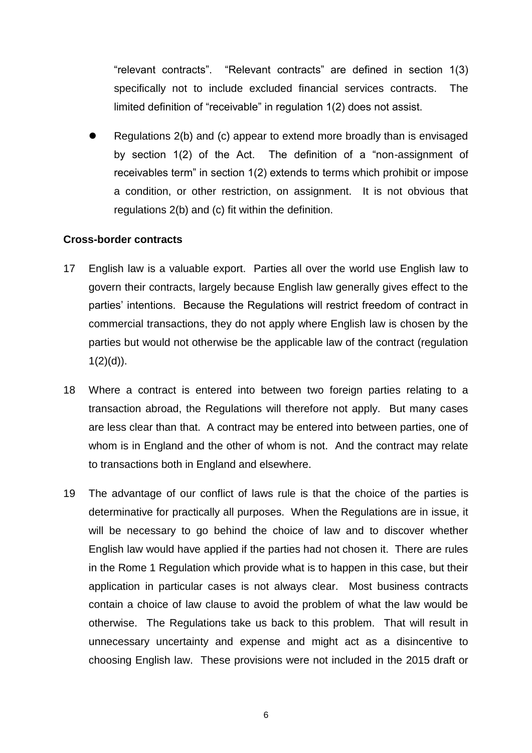"relevant contracts". "Relevant contracts" are defined in section 1(3) specifically not to include excluded financial services contracts. The limited definition of "receivable" in regulation 1(2) does not assist.

- Regulations 2(b) and (c) appear to extend more broadly than is envisaged by section 1(2) of the Act. The definition of a "non-assignment of receivables term" in section 1(2) extends to terms which prohibit or impose a condition, or other restriction, on assignment. It is not obvious that regulations 2(b) and (c) fit within the definition.

**Cross-border contracts**

17 English law is a valuable export. Parties all over the world use English law to govern their contracts, largely because English law generally gives effect to the parties' intentions. Because the Regulations will restrict freedom of contract in commercial transactions, they do not apply where English law is chosen by the parties but would not otherwise be the applicable law of the contract (regulation 1(2)(d)).

18 Where a contract is entered into between two foreign parties relating to a transaction abroad, the Regulations will therefore not apply. But many cases are less clear than that. A contract may be entered into between parties, one of whom is in England and the other of whom is not. And the contract may relate to transactions both in England and elsewhere.

19 The advantage of our conflict of laws rule is that the choice of the parties is determinative for practically all purposes. When the Regulations are in issue, it will be necessary to go behind the choice of law and to discover whether English law would have applied if the parties had not chosen it. There are rules in the Rome 1 Regulation which provide what is to happen in this case, but their application in particular cases is not always clear. Most business contracts contain a choice of law clause to avoid the problem of what the law would be otherwise. The Regulations take us back to this problem. That will result in unnecessary uncertainty and expense and might act as a disincentive to choosing English law. These provisions were not included in the 2015 draft or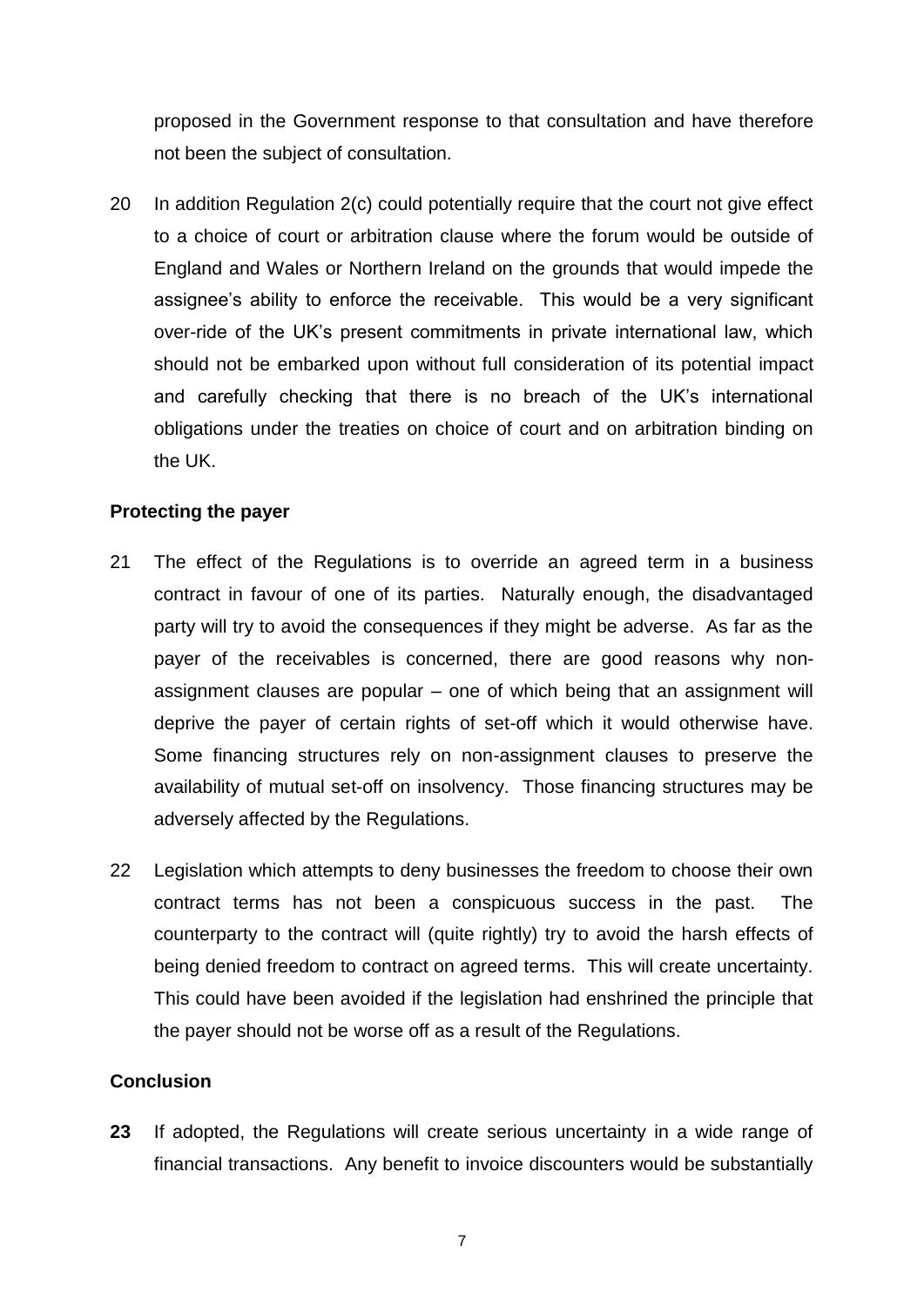proposed in the Government response to that consultation and have therefore not been the subject of consultation.

20 In addition Regulation 2(c) could potentially require that the court not give effect to a choice of court or arbitration clause where the forum would be outside of England and Wales or Northern Ireland on the grounds that would impede the assignee's ability to enforce the receivable. This would be a very significant over-ride of the UK's present commitments in private international law, which should not be embarked upon without full consideration of its potential impact and carefully checking that there is no breach of the UK's international obligations under the treaties on choice of court and on arbitration binding on the UK.

**Protecting the payer**

21 The effect of the Regulations is to override an agreed term in a business contract in favour of one of its parties. Naturally enough, the disadvantaged party will try to avoid the consequences if they might be adverse. As far as the payer of the receivables is concerned, there are good reasons why non-assignment clauses are popular – one of which being that an assignment will deprive the payer of certain rights of set-off which it would otherwise have. Some financing structures rely on non-assignment clauses to preserve the availability of mutual set-off on insolvency. Those financing structures may be adversely affected by the Regulations.

22 Legislation which attempts to deny businesses the freedom to choose their own contract terms has not been a conspicuous success in the past. The counterparty to the contract will (quite rightly) try to avoid the harsh effects of being denied freedom to contract on agreed terms. This will create uncertainty. This could have been avoided if the legislation had enshrined the principle that the payer should not be worse off as a result of the Regulations.

**Conclusion**

**23** If adopted, the Regulations will create serious uncertainty in a wide range of financial transactions. Any benefit to invoice discounters would be substantially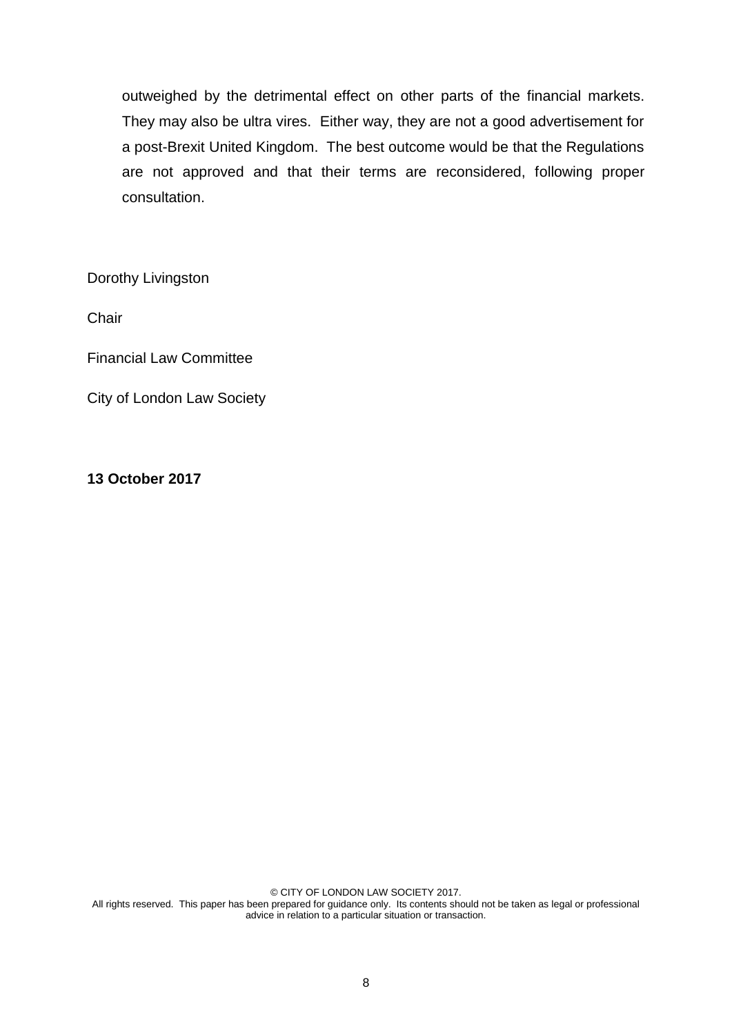outweighed by the detrimental effect on other parts of the financial markets. They may also be ultra vires. Either way, they are not a good advertisement for a post-Brexit United Kingdom. The best outcome would be that the Regulations are not approved and that their terms are reconsidered, following proper consultation.

Dorothy Livingston

Chair

Financial Law Committee

City of London Law Society

**13 October 2017**

© CITY OF LONDON LAW SOCIETY 2017.
All rights reserved. This paper has been prepared for guidance only. Its contents should not be taken as legal or professional advice in relation to a particular situation or transaction.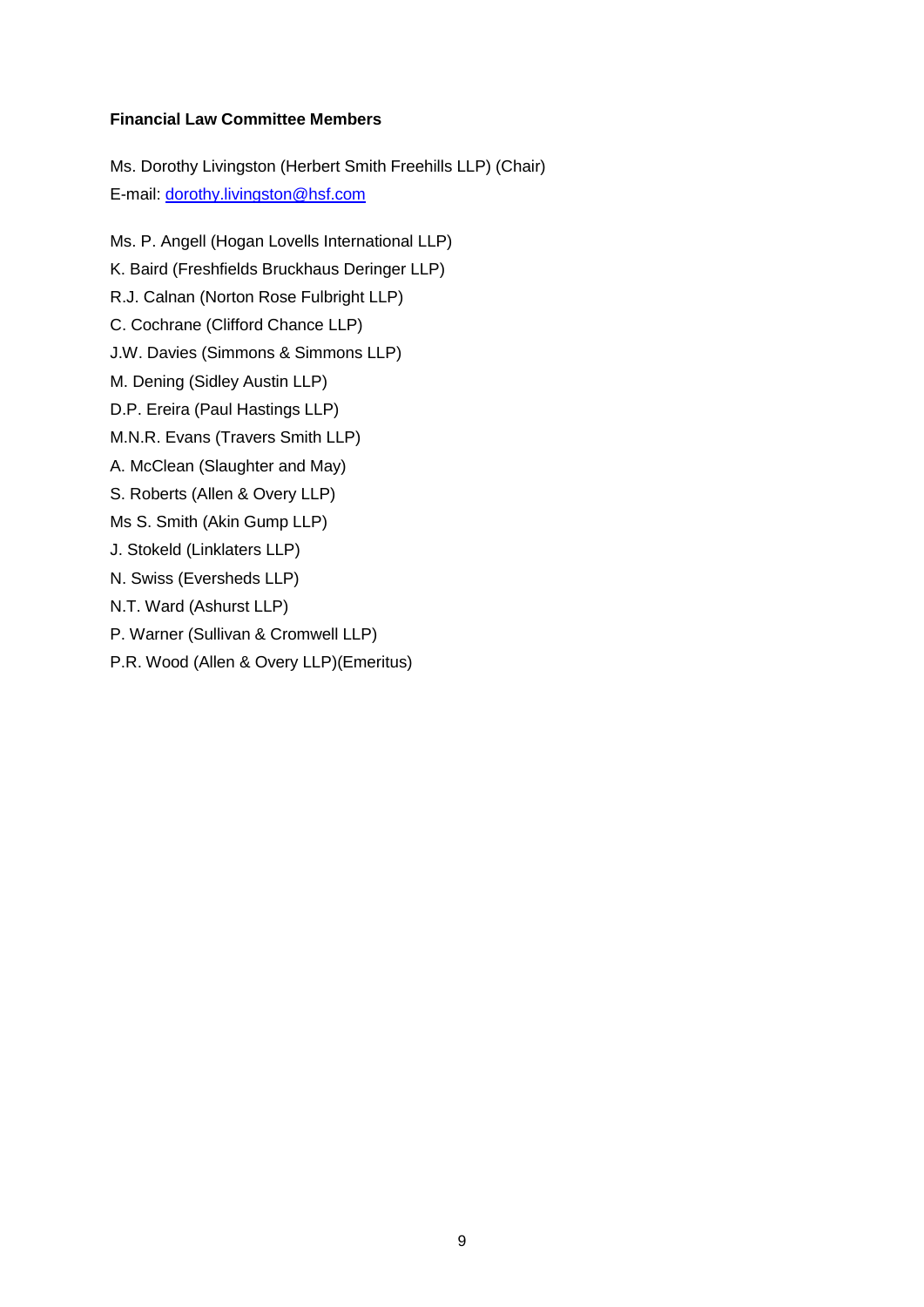**Financial Law Committee Members**

Ms. Dorothy Livingston (Herbert Smith Freehills LLP) (Chair)
E-mail: dorothy.livingston@hsf.com

Ms. P. Angell (Hogan Lovells International LLP)
K. Baird (Freshfields Bruckhaus Deringer LLP)
R.J. Calnan (Norton Rose Fulbright LLP)
C. Cochrane (Clifford Chance LLP)
J.W. Davies (Simmons & Simmons LLP)
M. Dening (Sidley Austin LLP)
D.P. Ereira (Paul Hastings LLP)
M.N.R. Evans (Travers Smith LLP)
A. McClean (Slaughter and May)
S. Roberts (Allen & Overy LLP)
Ms S. Smith (Akin Gump LLP)
J. Stokeld (Linklaters LLP)
N. Swiss (Eversheds LLP)
N.T. Ward (Ashurst LLP)
P. Warner (Sullivan & Cromwell LLP)
P.R. Wood (Allen & Overy LLP)(Emeritus)